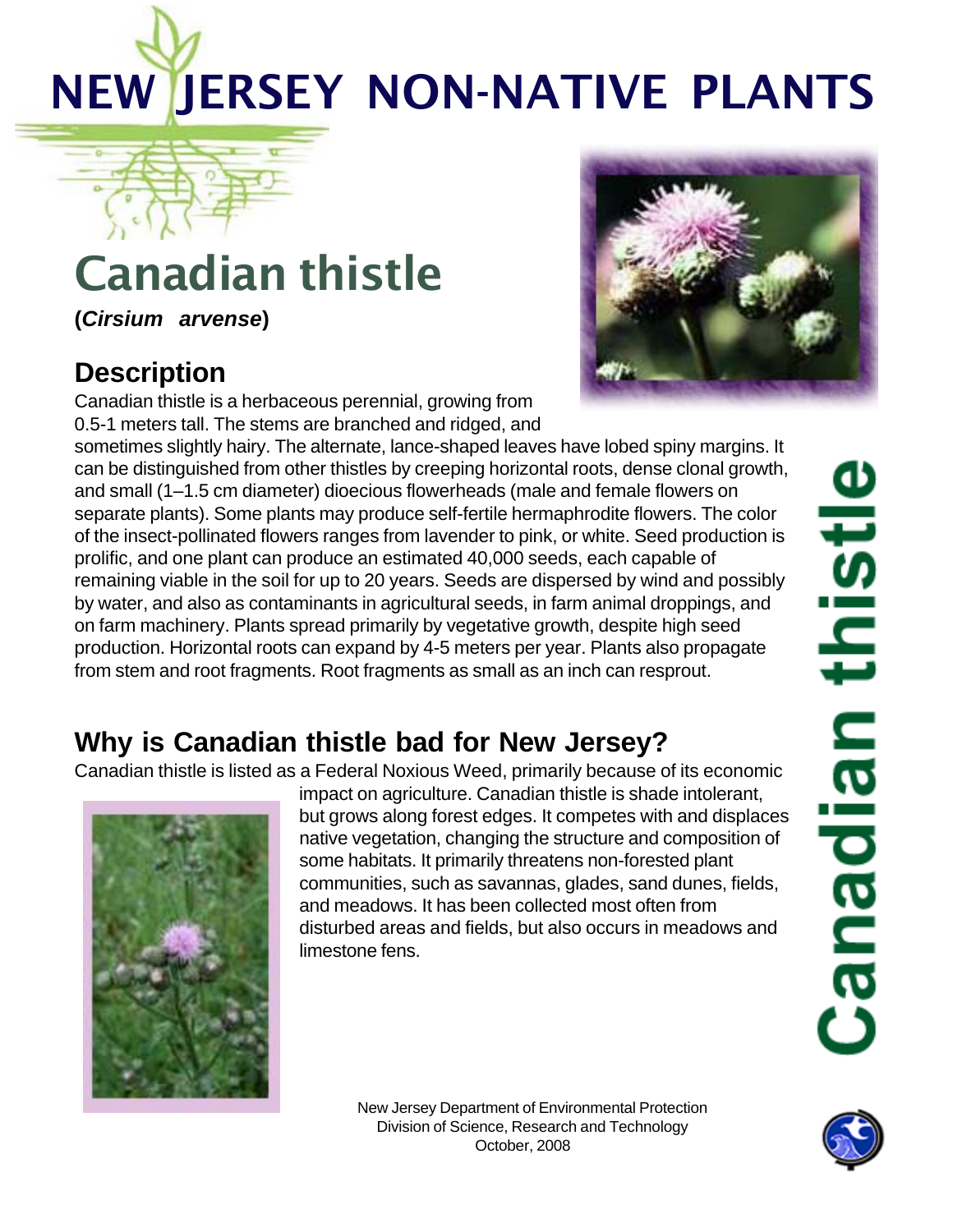# NEW JERSEY NON-NATIVE PLANTS

## Canadian thistle

**(*Cirsium arvense*)**

### Description

Canadian thistle is a herbaceous perennial, growing from 0.5-1 meters tall. The stems are branched and ridged, and sometimes slightly hairy. The alternate, lance-shaped leaves have lobed spiny margins. It can be distinguished from other thistles by creeping horizontal roots, dense clonal growth, and small (1–1.5 cm diameter) dioecious flowerheads (male and female flowers on separate plants). Some plants may produce self-fertile hermaphrodite flowers. The color of the insect-pollinated flowers ranges from lavender to pink, or white. Seed production is prolific, and one plant can produce an estimated 40,000 seeds, each capable of remaining viable in the soil for up to 20 years. Seeds are dispersed by wind and possibly by water, and also as contaminants in agricultural seeds, in farm animal droppings, and on farm machinery. Plants spread primarily by vegetative growth, despite high seed production. Horizontal roots can expand by 4-5 meters per year. Plants also propagate from stem and root fragments. Root fragments as small as an inch can resprout.

### Why is Canadian thistle bad for New Jersey?

Canadian thistle is listed as a Federal Noxious Weed, primarily because of its economic impact on agriculture. Canadian thistle is shade intolerant, but grows along forest edges. It competes with and displaces native vegetation, changing the structure and composition of some habitats. It primarily threatens non-forested plant communities, such as savannas, glades, sand dunes, fields, and meadows. It has been collected most often from disturbed areas and fields, but also occurs in meadows and limestone fens.

Canadian thistle

New Jersey Department of Environmental Protection
Division of Science, Research and Technology
October, 2008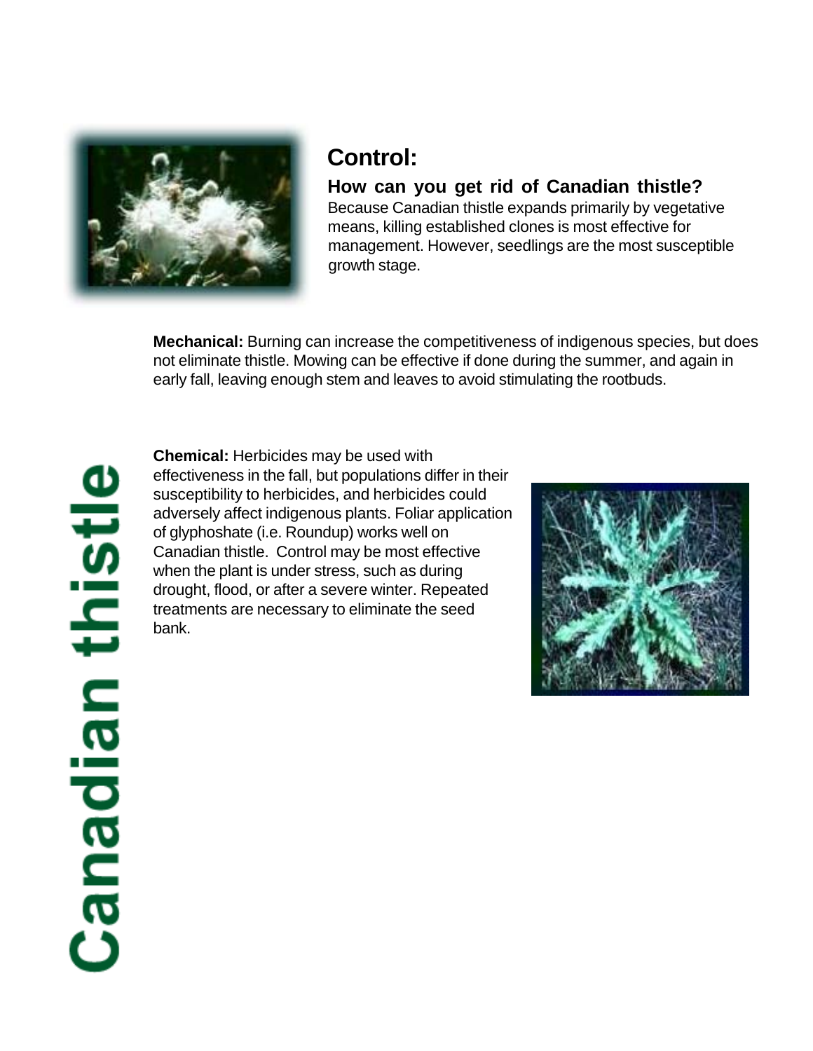# Canadian thistle

## Control:

### How can you get rid of Canadian thistle?

Because Canadian thistle expands primarily by vegetative means, killing established clones is most effective for management. However, seedlings are the most susceptible growth stage.

**Mechanical:** Burning can increase the competitiveness of indigenous species, but does not eliminate thistle. Mowing can be effective if done during the summer, and again in early fall, leaving enough stem and leaves to avoid stimulating the rootbuds.

**Chemical:** Herbicides may be used with effectiveness in the fall, but populations differ in their susceptibility to herbicides, and herbicides could adversely affect indigenous plants. Foliar application of glyphoshate (i.e. Roundup) works well on Canadian thistle. Control may be most effective when the plant is under stress, such as during drought, flood, or after a severe winter. Repeated treatments are necessary to eliminate the seed bank.